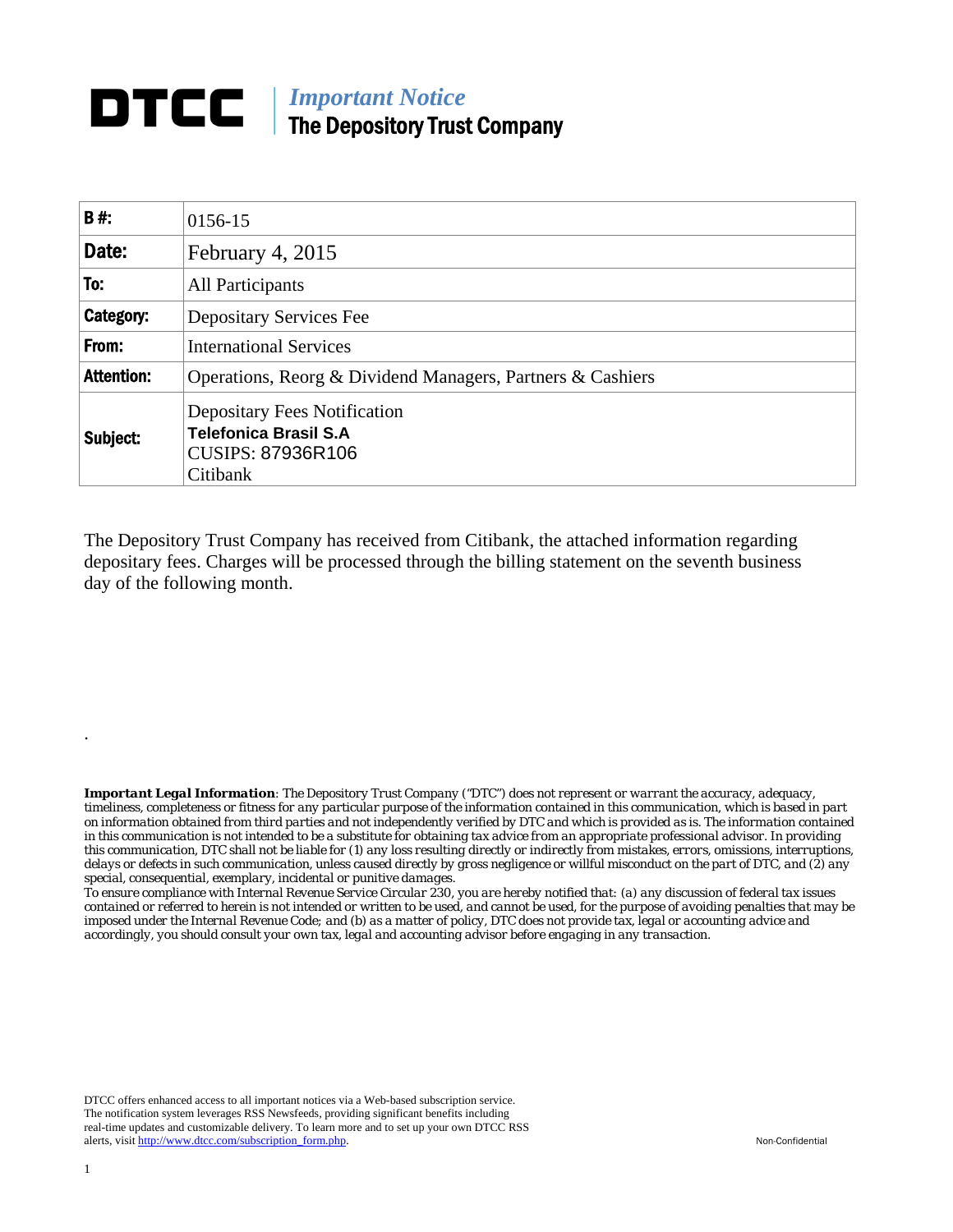# DTCC | *Important Notice* The Depository Trust Company

| | |
|---|---|
| **B #:** | 0156-15 |
| **Date:** | February 4, 2015 |
| **To:** | All Participants |
| **Category:** | Depositary Services Fee |
| **From:** | International Services |
| **Attention:** | Operations, Reorg & Dividend Managers, Partners & Cashiers |
| **Subject:** | Depositary Fees Notification<br>**Telefonica Brasil S.A**<br>CUSIPS: 87936R106<br>Citibank |

The Depository Trust Company has received from Citibank, the attached information regarding depositary fees. Charges will be processed through the billing statement on the seventh business day of the following month.

.

***Important Legal Information**: The Depository Trust Company ("DTC") does not represent or warrant the accuracy, adequacy, timeliness, completeness or fitness for any particular purpose of the information contained in this communication, which is based in part on information obtained from third parties and not independently verified by DTC and which is provided as is. The information contained in this communication is not intended to be a substitute for obtaining tax advice from an appropriate professional advisor. In providing this communication, DTC shall not be liable for (1) any loss resulting directly or indirectly from mistakes, errors, omissions, interruptions, delays or defects in such communication, unless caused directly by gross negligence or willful misconduct on the part of DTC, and (2) any special, consequential, exemplary, incidental or punitive damages.*

*To ensure compliance with Internal Revenue Service Circular 230, you are hereby notified that: (a) any discussion of federal tax issues contained or referred to herein is not intended or written to be used, and cannot be used, for the purpose of avoiding penalties that may be imposed under the Internal Revenue Code; and (b) as a matter of policy, DTC does not provide tax, legal or accounting advice and accordingly, you should consult your own tax, legal and accounting advisor before engaging in any transaction.*

DTCC offers enhanced access to all important notices via a Web-based subscription service. The notification system leverages RSS Newsfeeds, providing significant benefits including real-time updates and customizable delivery. To learn more and to set up your own DTCC RSS alerts, visit http://www.dtcc.com/subscription_form.php.

Non-Confidential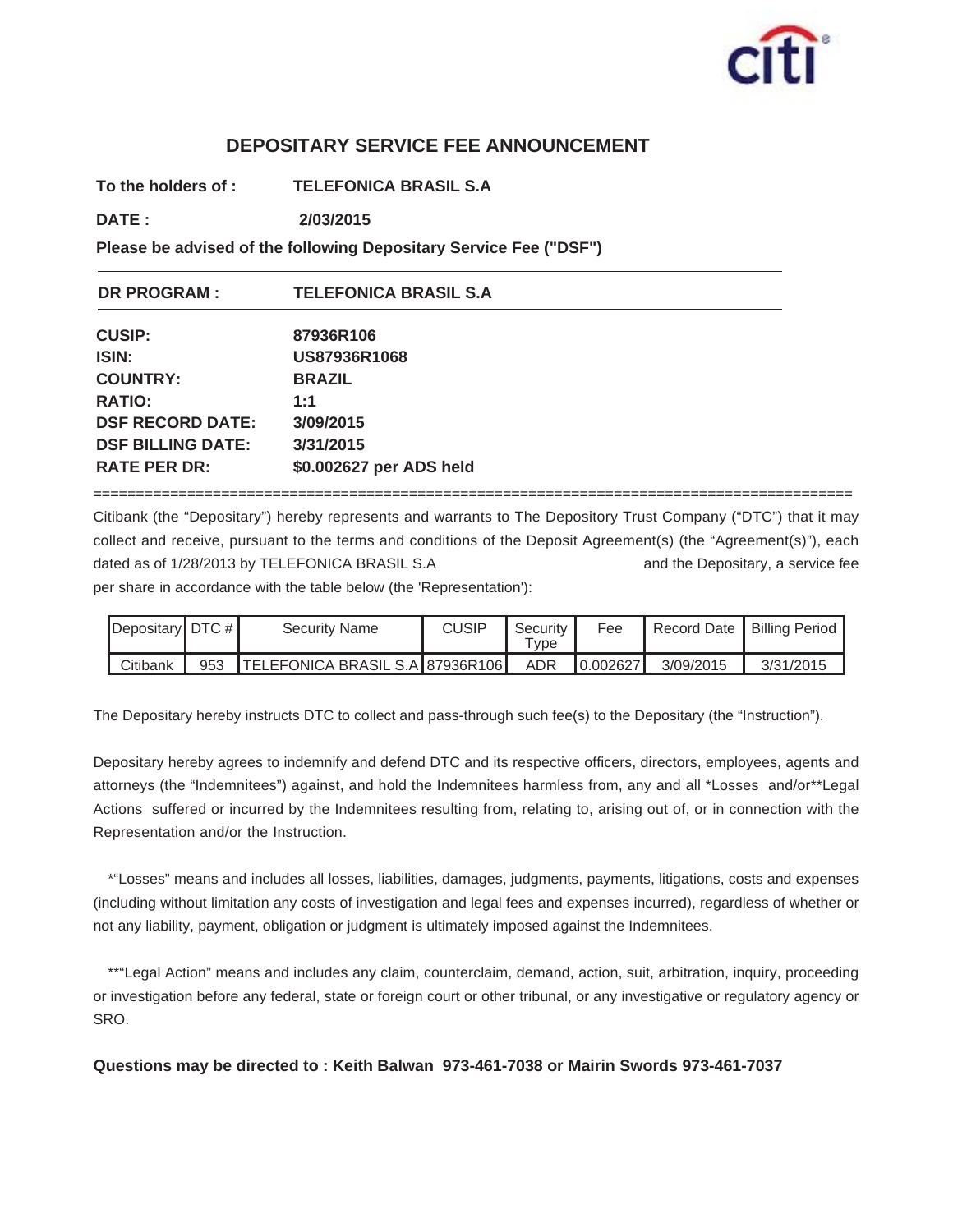## DEPOSITARY SERVICE FEE ANNOUNCEMENT

**To the holders of :** **TELEFONICA BRASIL S.A**

**DATE :** **2/03/2015**

**Please be advised of the following Depositary Service Fee ("DSF")**

---

**DR PROGRAM :** **TELEFONICA BRASIL S.A**

---

**CUSIP:** **87936R106**
**ISIN:** **US87936R1068**
**COUNTRY:** **BRAZIL**
**RATIO:** **1:1**
**DSF RECORD DATE:** **3/09/2015**
**DSF BILLING DATE:** **3/31/2015**
**RATE PER DR:** **$0.002627 per ADS held**

==========================================================================================

Citibank (the "Depositary") hereby represents and warrants to The Depository Trust Company ("DTC") that it may collect and receive, pursuant to the terms and conditions of the Deposit Agreement(s) (the "Agreement(s)"), each dated as of 1/28/2013 by TELEFONICA BRASIL S.A and the Depositary, a service fee per share in accordance with the table below (the 'Representation'):

| Depositary | DTC # | Security Name | CUSIP | Security Type | Fee | Record Date | Billing Period |
|---|---|---|---|---|---|---|---|
| Citibank | 953 | TELEFONICA BRASIL S.A | 87936R106 | ADR | 0.002627 | 3/09/2015 | 3/31/2015 |

The Depositary hereby instructs DTC to collect and pass-through such fee(s) to the Depositary (the "Instruction").

Depositary hereby agrees to indemnify and defend DTC and its respective officers, directors, employees, agents and attorneys (the "Indemnitees") against, and hold the Indemnitees harmless from, any and all *Losses and/or**Legal Actions suffered or incurred by the Indemnitees resulting from, relating to, arising out of, or in connection with the Representation and/or the Instruction.

*"Losses" means and includes all losses, liabilities, damages, judgments, payments, litigations, costs and expenses (including without limitation any costs of investigation and legal fees and expenses incurred), regardless of whether or not any liability, payment, obligation or judgment is ultimately imposed against the Indemnitees.

**"Legal Action" means and includes any claim, counterclaim, demand, action, suit, arbitration, inquiry, proceeding or investigation before any federal, state or foreign court or other tribunal, or any investigative or regulatory agency or SRO.

**Questions may be directed to : Keith Balwan 973-461-7038 or Mairin Swords 973-461-7037**